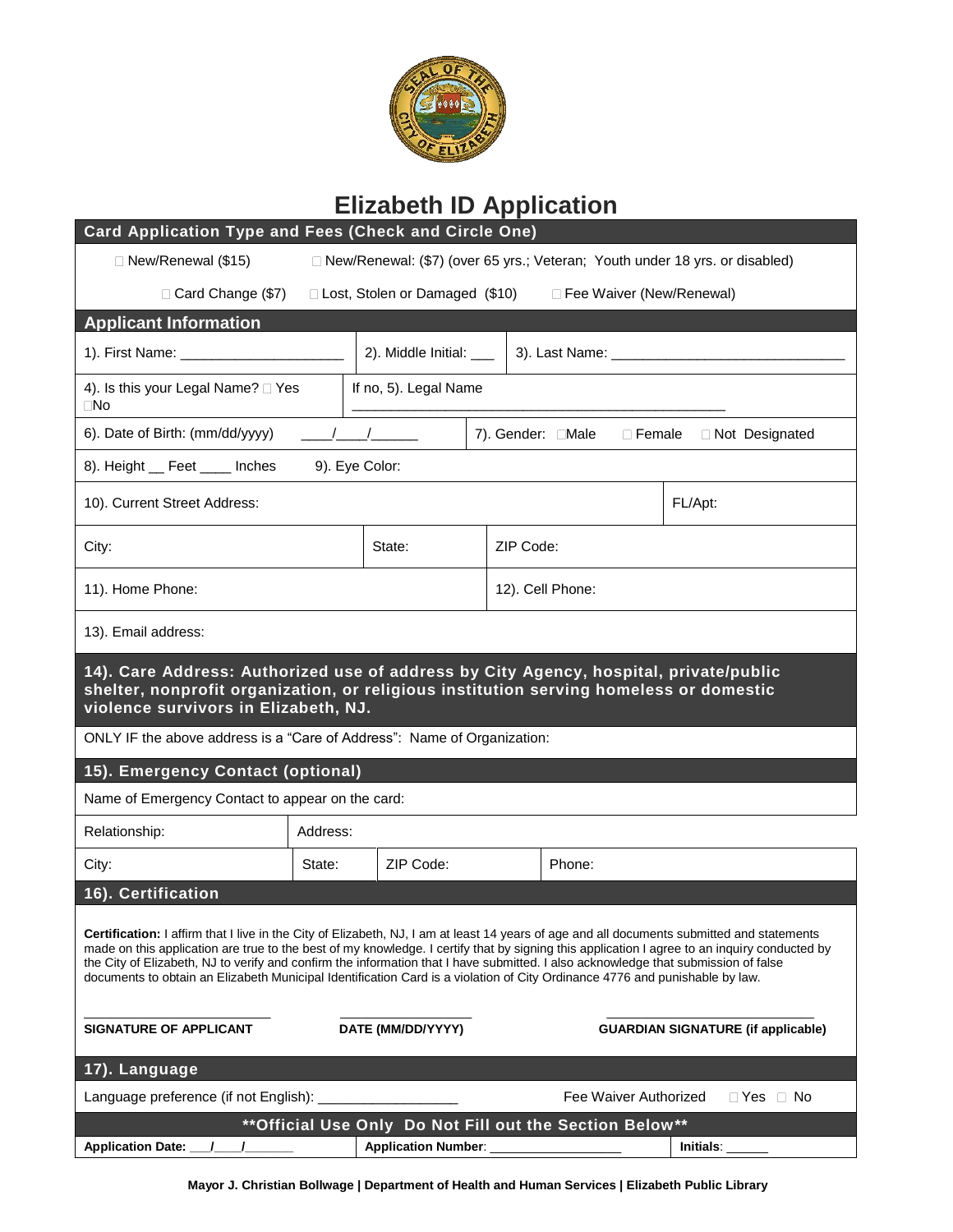# Elizabeth ID Application

## Card Application Type and Fees (Check and Circle One)

☐ New/Renewal ($15) ☐ New/Renewal: ($7) (over 65 yrs.; Veteran; Youth under 18 yrs. or disabled)

☐ Card Change ($7) ☐ Lost, Stolen or Damaged ($10) ☐ Fee Waiver (New/Renewal)

## Applicant Information

| | | |
|---|---|---|
| 1). First Name: ____________________ | 2). Middle Initial: ___ | 3). Last Name: ____________________________ |
| 4). Is this your Legal Name? ☐ Yes ☐No | If no, 5). Legal Name ______________________________________________ | |
| 6). Date of Birth: (mm/dd/yyyy) ____/____/______ | 7). Gender: ☐Male ☐ Female ☐ Not Designated | |
| 8). Height __ Feet ____ Inches 9). Eye Color: | | |
| 10). Current Street Address: | | FL/Apt: |
| City: | State: | ZIP Code: |
| 11). Home Phone: | 12). Cell Phone: | |
| 13). Email address: | | |

## 14). Care Address: Authorized use of address by City Agency, hospital, private/public shelter, nonprofit organization, or religious institution serving homeless or domestic violence survivors in Elizabeth, NJ.

ONLY IF the above address is a "Care of Address": Name of Organization:

## 15). Emergency Contact (optional)

| | | | |
|---|---|---|---|
| Name of Emergency Contact to appear on the card: | | | |
| Relationship: | Address: | | |
| City: | State: | ZIP Code: | Phone: |

## 16). Certification

**Certification:** I affirm that I live in the City of Elizabeth, NJ, I am at least 14 years of age and all documents submitted and statements made on this application are true to the best of my knowledge. I certify that by signing this application I agree to an inquiry conducted by the City of Elizabeth, NJ to verify and confirm the information that I have submitted. I also acknowledge that submission of false documents to obtain an Elizabeth Municipal Identification Card is a violation of City Ordinance 4776 and punishable by law.

_________________________ _________________ ___________________________

**SIGNATURE OF APPLICANT** **DATE (MM/DD/YYYY)** **GUARDIAN SIGNATURE (if applicable)**

## 17). Language

Language preference (if not English): _________________ Fee Waiver Authorized ☐ Yes ☐ No

**\*\*Official Use Only Do Not Fill out the Section Below\*\***

| | | |
|---|---|---|
| **Application Date:** ___/____/______ | **Application Number**: __________________ | **Initials**: ______ |

**Mayor J. Christian Bollwage | Department of Health and Human Services | Elizabeth Public Library**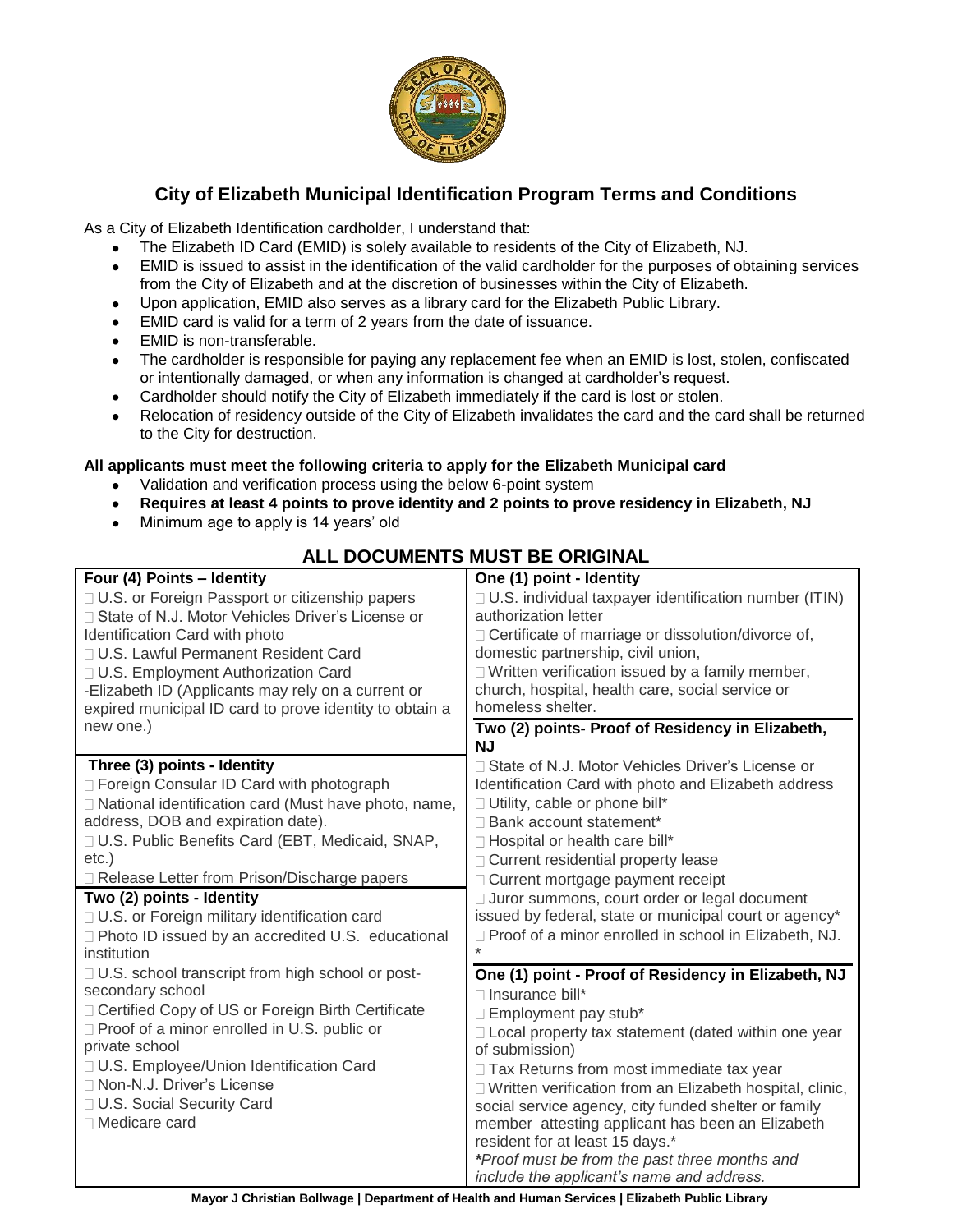## City of Elizabeth Municipal Identification Program Terms and Conditions

As a City of Elizabeth Identification cardholder, I understand that:

- The Elizabeth ID Card (EMID) is solely available to residents of the City of Elizabeth, NJ.
- EMID is issued to assist in the identification of the valid cardholder for the purposes of obtaining services from the City of Elizabeth and at the discretion of businesses within the City of Elizabeth.
- Upon application, EMID also serves as a library card for the Elizabeth Public Library.
- EMID card is valid for a term of 2 years from the date of issuance.
- EMID is non-transferable.
- The cardholder is responsible for paying any replacement fee when an EMID is lost, stolen, confiscated or intentionally damaged, or when any information is changed at cardholder's request.
- Cardholder should notify the City of Elizabeth immediately if the card is lost or stolen.
- Relocation of residency outside of the City of Elizabeth invalidates the card and the card shall be returned to the City for destruction.

**All applicants must meet the following criteria to apply for the Elizabeth Municipal card**

- Validation and verification process using the below 6-point system
- **Requires at least 4 points to prove identity and 2 points to prove residency in Elizabeth, NJ**
- Minimum age to apply is 14 years' old

### ALL DOCUMENTS MUST BE ORIGINAL

**Four (4) Points – Identity**

- U.S. or Foreign Passport or citizenship papers
- State of N.J. Motor Vehicles Driver's License or Identification Card with photo
- U.S. Lawful Permanent Resident Card
- U.S. Employment Authorization Card
- Elizabeth ID (Applicants may rely on a current or expired municipal ID card to prove identity to obtain a new one.)

**Three (3) points - Identity**

- Foreign Consular ID Card with photograph
- National identification card (Must have photo, name, address, DOB and expiration date).
- U.S. Public Benefits Card (EBT, Medicaid, SNAP, etc.)
- Release Letter from Prison/Discharge papers

**Two (2) points - Identity**

- U.S. or Foreign military identification card
- Photo ID issued by an accredited U.S. educational institution
- U.S. school transcript from high school or post-secondary school
- Certified Copy of US or Foreign Birth Certificate
- Proof of a minor enrolled in U.S. public or private school
- U.S. Employee/Union Identification Card
- Non-N.J. Driver's License
- U.S. Social Security Card
- Medicare card

**One (1) point - Identity**

- U.S. individual taxpayer identification number (ITIN) authorization letter
- Certificate of marriage or dissolution/divorce of, domestic partnership, civil union,
- Written verification issued by a family member, church, hospital, health care, social service or homeless shelter.

**Two (2) points- Proof of Residency in Elizabeth, NJ**

- State of N.J. Motor Vehicles Driver's License or Identification Card with photo and Elizabeth address
- Utility, cable or phone bill*
- Bank account statement*
- Hospital or health care bill*
- Current residential property lease
- Current mortgage payment receipt
- Juror summons, court order or legal document issued by federal, state or municipal court or agency*
- Proof of a minor enrolled in school in Elizabeth, NJ. *

**One (1) point - Proof of Residency in Elizabeth, NJ**

- Insurance bill*
- Employment pay stub*
- Local property tax statement (dated within one year of submission)
- Tax Returns from most immediate tax year
- Written verification from an Elizabeth hospital, clinic, social service agency, city funded shelter or family member attesting applicant has been an Elizabeth resident for at least 15 days.*

***Proof must be from the past three months and include the applicant's name and address.***

**Mayor J Christian Bollwage | Department of Health and Human Services | Elizabeth Public Library**